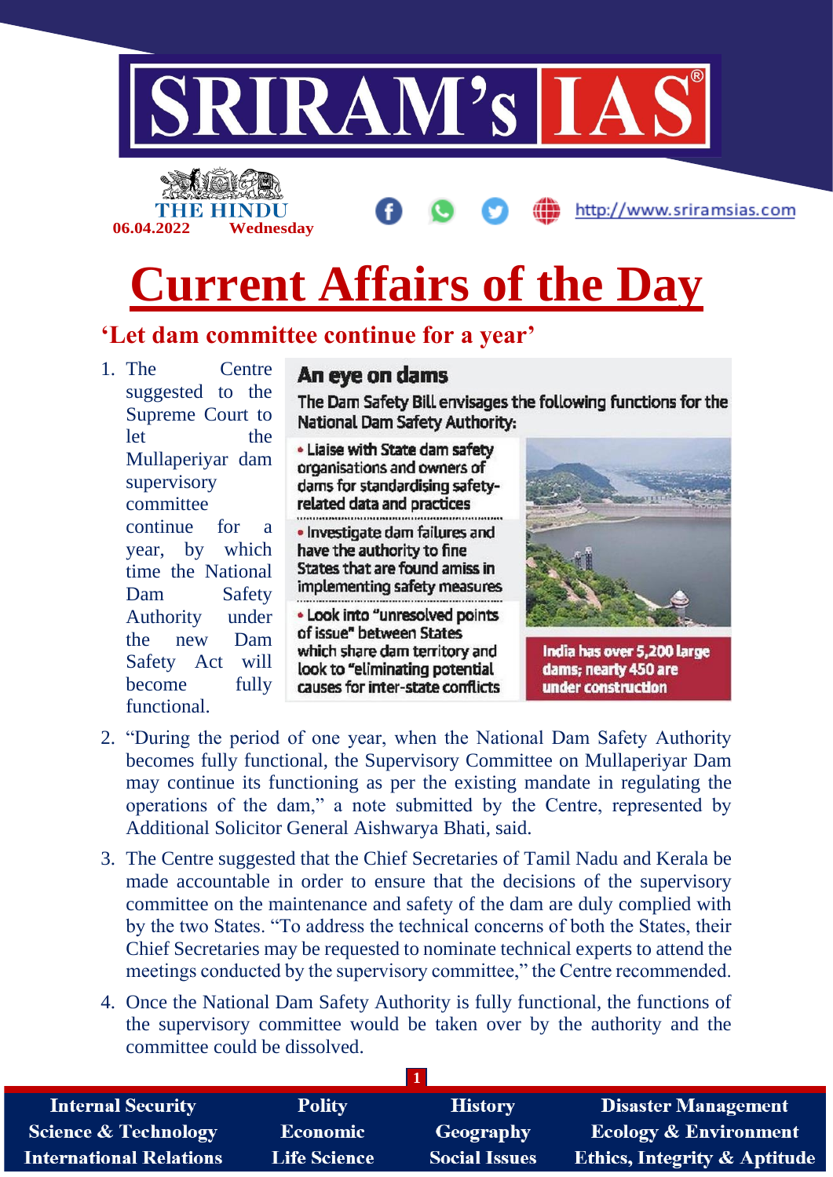THE HINDU

06.04.2022 Wednesday

http://www.sriramsias.com

# Current Affairs of the Day

## 'Let dam committee continue for a year'

1. The Centre suggested to the Supreme Court to let the Mullaperiyar dam supervisory committee continue for a year, by which time the National Dam Safety Authority under the new Dam Safety Act will become fully functional.

**An eye on dams**

The Dam Safety Bill envisages the following functions for the National Dam Safety Authority:

- Liaise with State dam safety organisations and owners of dams for standardising safety-related data and practices
- Investigate dam failures and have the authority to fine States that are found amiss in implementing safety measures
- Look into "unresolved points of issue" between States which share dam territory and look to "eliminating potential causes for inter-state conflicts"

India has over 5,200 large dams; nearly 450 are under construction

2. "During the period of one year, when the National Dam Safety Authority becomes fully functional, the Supervisory Committee on Mullaperiyar Dam may continue its functioning as per the existing mandate in regulating the operations of the dam," a note submitted by the Centre, represented by Additional Solicitor General Aishwarya Bhati, said.

3. The Centre suggested that the Chief Secretaries of Tamil Nadu and Kerala be made accountable in order to ensure that the decisions of the supervisory committee on the maintenance and safety of the dam are duly complied with by the two States. "To address the technical concerns of both the States, their Chief Secretaries may be requested to nominate technical experts to attend the meetings conducted by the supervisory committee," the Centre recommended.

4. Once the National Dam Safety Authority is fully functional, the functions of the supervisory committee would be taken over by the authority and the committee could be dissolved.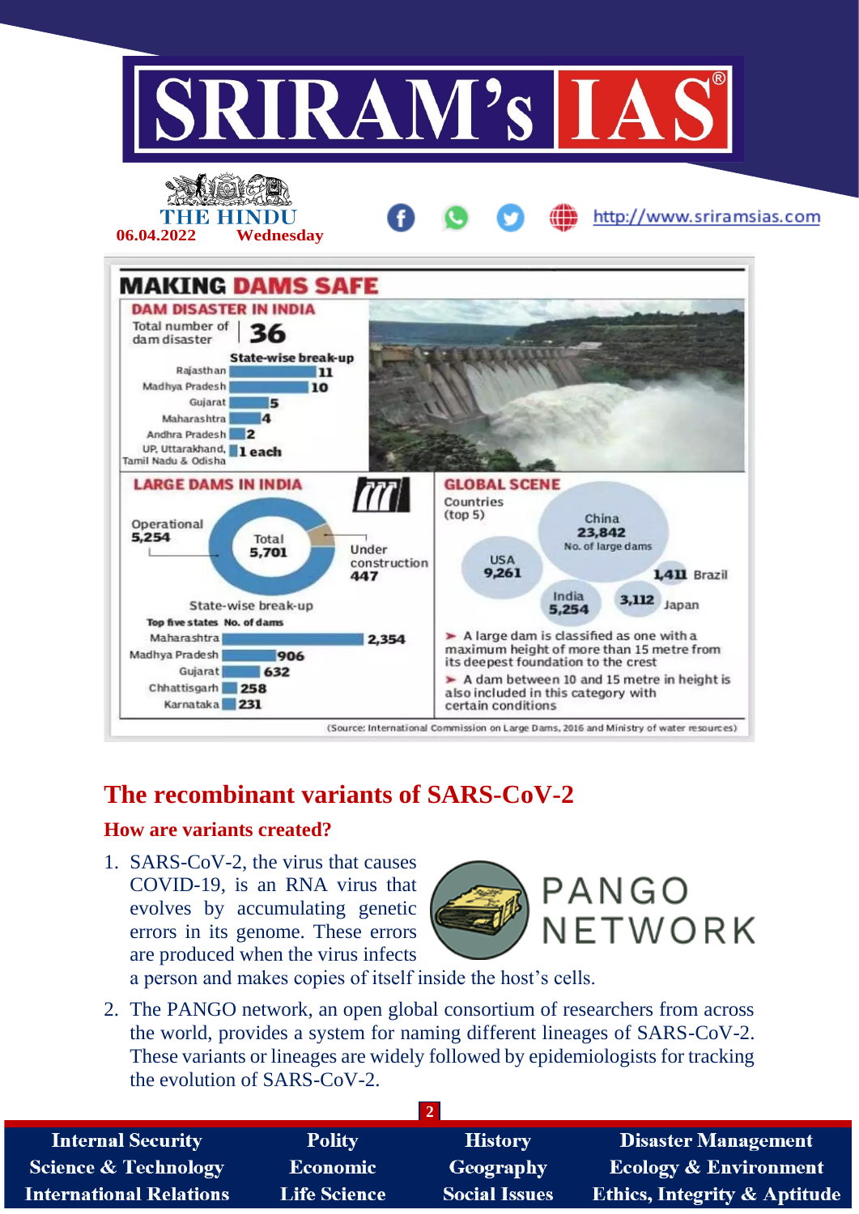## MAKING DAMS SAFE

### DAM DISASTER IN INDIA

Total number of dam disaster | **36**

State-wise break-up

| State | Number |
|---|---|
| Rajasthan | 11 |
| Madhya Pradesh | 10 |
| Gujarat | 5 |
| Maharashtra | 4 |
| Andhra Pradesh | 2 |
| UP, Uttarakhand, Tamil Nadu & Odisha | 1 each |

### LARGE DAMS IN INDIA

Total 5,701

- Operational 5,254
- Under construction 447

State-wise break-up

| Top five states | No. of dams |
|---|---|
| Maharashtra | 2,354 |
| Madhya Pradesh | 906 |
| Gujarat | 632 |
| Chhattisgarh | 258 |
| Karnataka | 231 |

### GLOBAL SCENE

Countries (top 5) — No. of large dams

| Country | No. of large dams |
|---|---|
| China | 23,842 |
| USA | 9,261 |
| India | 5,254 |
| Japan | 3,112 |
| Brazil | 1,411 |

- A large dam is classified as one with a maximum height of more than 15 metre from its deepest foundation to the crest
- A dam between 10 and 15 metre in height is also included in this category with certain conditions

(Source: International Commission on Large Dams, 2016 and Ministry of water resources)

# The recombinant variants of SARS-CoV-2

## How are variants created?

1. SARS-CoV-2, the virus that causes COVID-19, is an RNA virus that evolves by accumulating genetic errors in its genome. These errors are produced when the virus infects a person and makes copies of itself inside the host's cells.
2. The PANGO network, an open global consortium of researchers from across the world, provides a system for naming different lineages of SARS-CoV-2. These variants or lineages are widely followed by epidemiologists for tracking the evolution of SARS-CoV-2.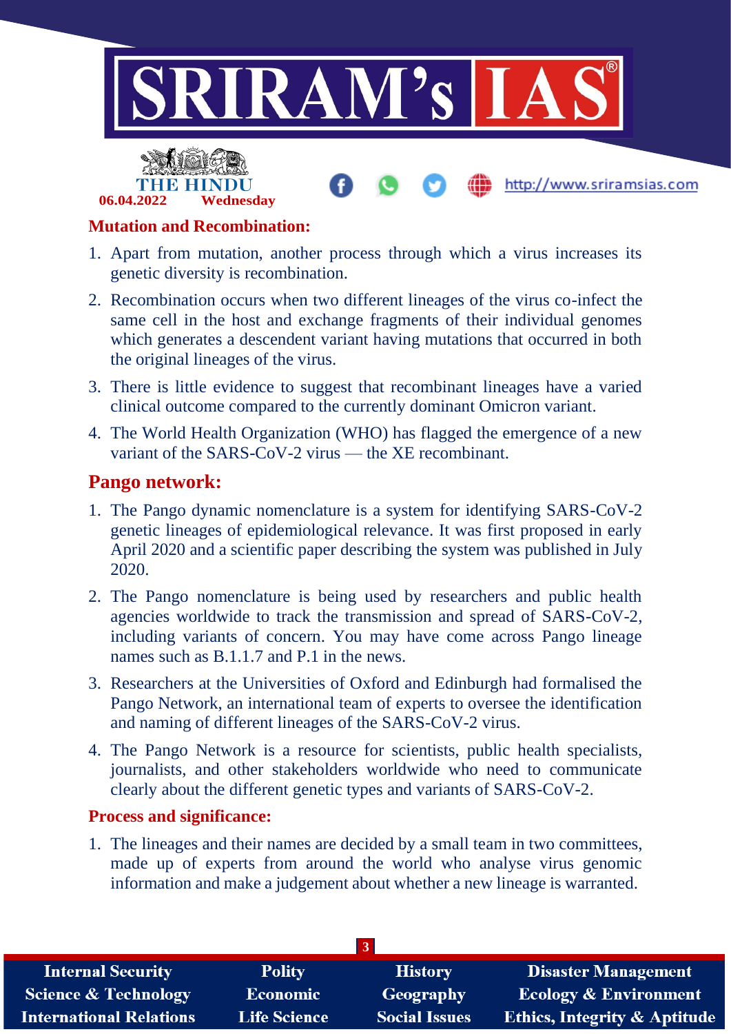### Mutation and Recombination:

1. Apart from mutation, another process through which a virus increases its genetic diversity is recombination.
2. Recombination occurs when two different lineages of the virus co-infect the same cell in the host and exchange fragments of their individual genomes which generates a descendent variant having mutations that occurred in both the original lineages of the virus.
3. There is little evidence to suggest that recombinant lineages have a varied clinical outcome compared to the currently dominant Omicron variant.
4. The World Health Organization (WHO) has flagged the emergence of a new variant of the SARS-CoV-2 virus — the XE recombinant.

## Pango network:

1. The Pango dynamic nomenclature is a system for identifying SARS-CoV-2 genetic lineages of epidemiological relevance. It was first proposed in early April 2020 and a scientific paper describing the system was published in July 2020.
2. The Pango nomenclature is being used by researchers and public health agencies worldwide to track the transmission and spread of SARS-CoV-2, including variants of concern. You may have come across Pango lineage names such as B.1.1.7 and P.1 in the news.
3. Researchers at the Universities of Oxford and Edinburgh had formalised the Pango Network, an international team of experts to oversee the identification and naming of different lineages of the SARS-CoV-2 virus.
4. The Pango Network is a resource for scientists, public health specialists, journalists, and other stakeholders worldwide who need to communicate clearly about the different genetic types and variants of SARS-CoV-2.

### Process and significance:

1. The lineages and their names are decided by a small team in two committees, made up of experts from around the world who analyse virus genomic information and make a judgement about whether a new lineage is warranted.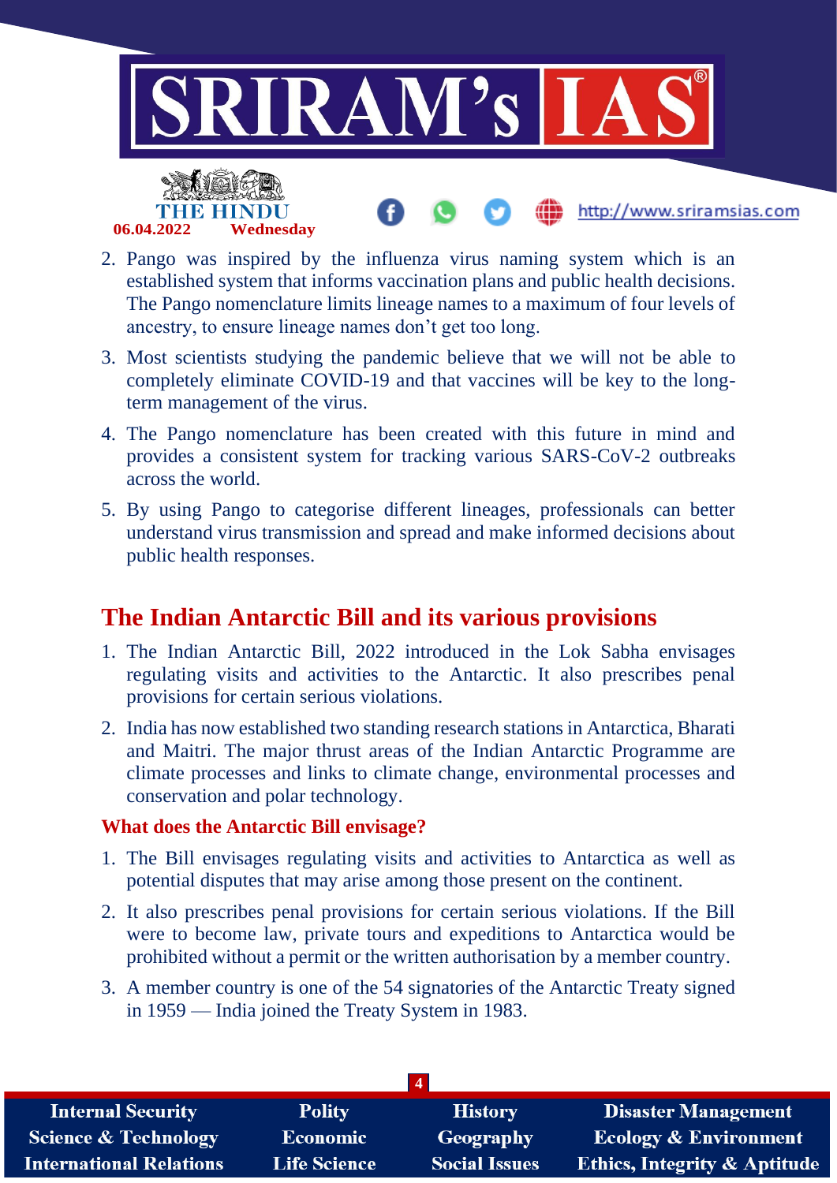2. Pango was inspired by the influenza virus naming system which is an established system that informs vaccination plans and public health decisions. The Pango nomenclature limits lineage names to a maximum of four levels of ancestry, to ensure lineage names don't get too long.
3. Most scientists studying the pandemic believe that we will not be able to completely eliminate COVID-19 and that vaccines will be key to the long-term management of the virus.
4. The Pango nomenclature has been created with this future in mind and provides a consistent system for tracking various SARS-CoV-2 outbreaks across the world.
5. By using Pango to categorise different lineages, professionals can better understand virus transmission and spread and make informed decisions about public health responses.

## The Indian Antarctic Bill and its various provisions

1. The Indian Antarctic Bill, 2022 introduced in the Lok Sabha envisages regulating visits and activities to the Antarctic. It also prescribes penal provisions for certain serious violations.
2. India has now established two standing research stations in Antarctica, Bharati and Maitri. The major thrust areas of the Indian Antarctic Programme are climate processes and links to climate change, environmental processes and conservation and polar technology.

### What does the Antarctic Bill envisage?

1. The Bill envisages regulating visits and activities to Antarctica as well as potential disputes that may arise among those present on the continent.
2. It also prescribes penal provisions for certain serious violations. If the Bill were to become law, private tours and expeditions to Antarctica would be prohibited without a permit or the written authorisation by a member country.
3. A member country is one of the 54 signatories of the Antarctic Treaty signed in 1959 — India joined the Treaty System in 1983.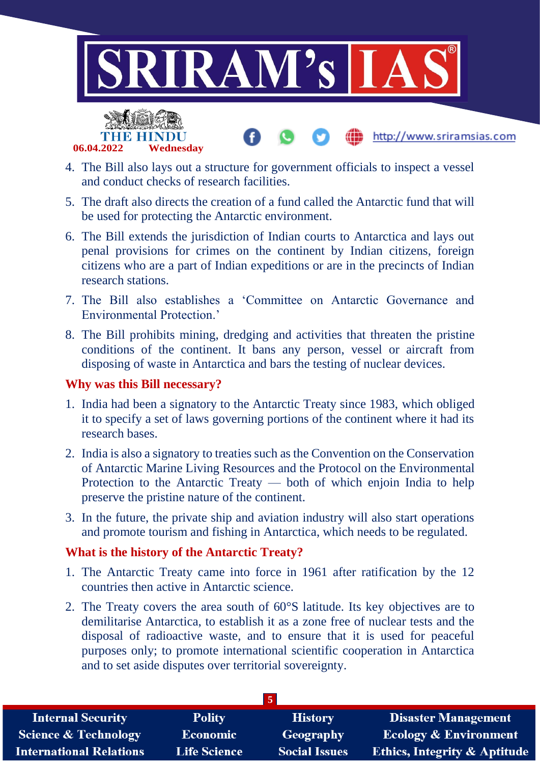4. The Bill also lays out a structure for government officials to inspect a vessel and conduct checks of research facilities.
5. The draft also directs the creation of a fund called the Antarctic fund that will be used for protecting the Antarctic environment.
6. The Bill extends the jurisdiction of Indian courts to Antarctica and lays out penal provisions for crimes on the continent by Indian citizens, foreign citizens who are a part of Indian expeditions or are in the precincts of Indian research stations.
7. The Bill also establishes a 'Committee on Antarctic Governance and Environmental Protection.'
8. The Bill prohibits mining, dredging and activities that threaten the pristine conditions of the continent. It bans any person, vessel or aircraft from disposing of waste in Antarctica and bars the testing of nuclear devices.

### Why was this Bill necessary?

1. India had been a signatory to the Antarctic Treaty since 1983, which obliged it to specify a set of laws governing portions of the continent where it had its research bases.
2. India is also a signatory to treaties such as the Convention on the Conservation of Antarctic Marine Living Resources and the Protocol on the Environmental Protection to the Antarctic Treaty — both of which enjoin India to help preserve the pristine nature of the continent.
3. In the future, the private ship and aviation industry will also start operations and promote tourism and fishing in Antarctica, which needs to be regulated.

### What is the history of the Antarctic Treaty?

1. The Antarctic Treaty came into force in 1961 after ratification by the 12 countries then active in Antarctic science.
2. The Treaty covers the area south of 60°S latitude. Its key objectives are to demilitarise Antarctica, to establish it as a zone free of nuclear tests and the disposal of radioactive waste, and to ensure that it is used for peaceful purposes only; to promote international scientific cooperation in Antarctica and to set aside disputes over territorial sovereignty.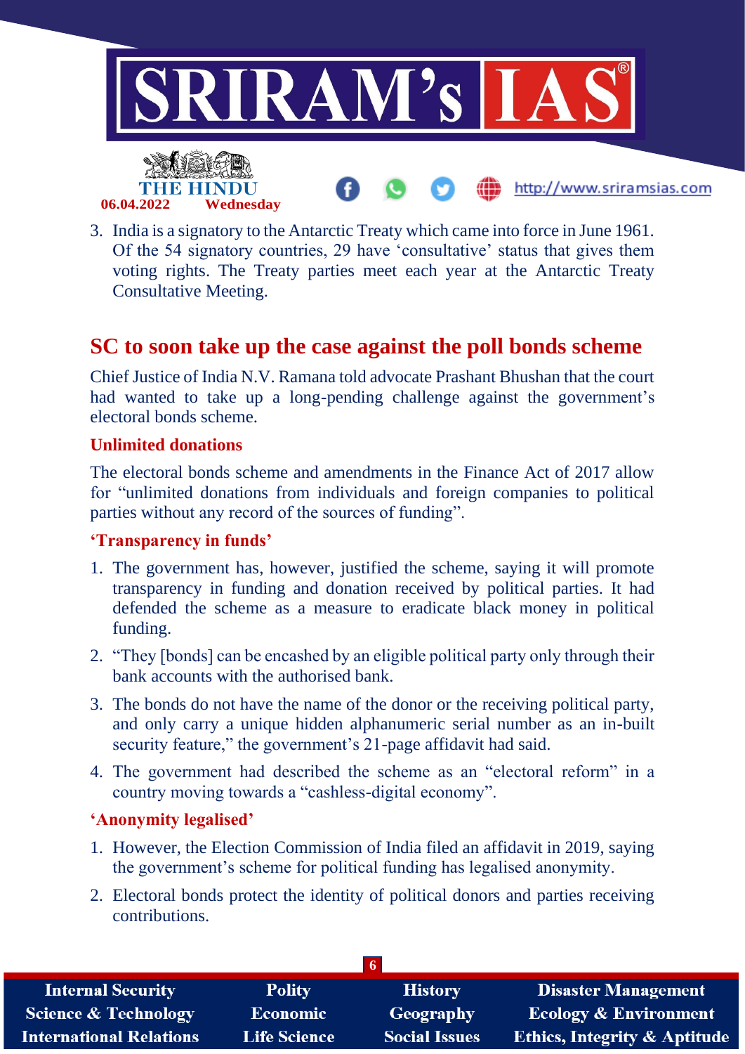3. India is a signatory to the Antarctic Treaty which came into force in June 1961. Of the 54 signatory countries, 29 have 'consultative' status that gives them voting rights. The Treaty parties meet each year at the Antarctic Treaty Consultative Meeting.

## SC to soon take up the case against the poll bonds scheme

Chief Justice of India N.V. Ramana told advocate Prashant Bhushan that the court had wanted to take up a long-pending challenge against the government's electoral bonds scheme.

### Unlimited donations

The electoral bonds scheme and amendments in the Finance Act of 2017 allow for "unlimited donations from individuals and foreign companies to political parties without any record of the sources of funding".

### 'Transparency in funds'

1. The government has, however, justified the scheme, saying it will promote transparency in funding and donation received by political parties. It had defended the scheme as a measure to eradicate black money in political funding.
2. "They [bonds] can be encashed by an eligible political party only through their bank accounts with the authorised bank.
3. The bonds do not have the name of the donor or the receiving political party, and only carry a unique hidden alphanumeric serial number as an in-built security feature," the government's 21-page affidavit had said.
4. The government had described the scheme as an "electoral reform" in a country moving towards a "cashless-digital economy".

### 'Anonymity legalised'

1. However, the Election Commission of India filed an affidavit in 2019, saying the government's scheme for political funding has legalised anonymity.
2. Electoral bonds protect the identity of political donors and parties receiving contributions.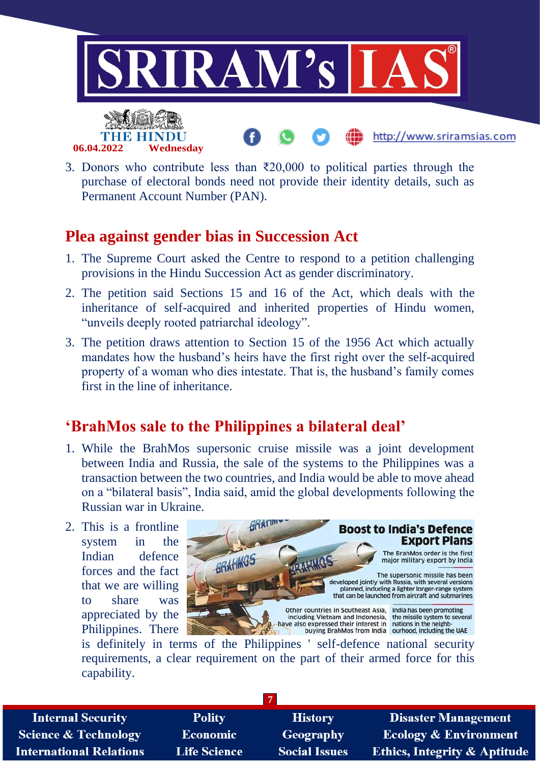3. Donors who contribute less than ₹20,000 to political parties through the purchase of electoral bonds need not provide their identity details, such as Permanent Account Number (PAN).

## Plea against gender bias in Succession Act

1. The Supreme Court asked the Centre to respond to a petition challenging provisions in the Hindu Succession Act as gender discriminatory.
2. The petition said Sections 15 and 16 of the Act, which deals with the inheritance of self-acquired and inherited properties of Hindu women, "unveils deeply rooted patriarchal ideology".
3. The petition draws attention to Section 15 of the 1956 Act which actually mandates how the husband's heirs have the first right over the self-acquired property of a woman who dies intestate. That is, the husband's family comes first in the line of inheritance.

## 'BrahMos sale to the Philippines a bilateral deal'

1. While the BrahMos supersonic cruise missile was a joint development between India and Russia, the sale of the systems to the Philippines was a transaction between the two countries, and India would be able to move ahead on a "bilateral basis", India said, amid the global developments following the Russian war in Ukraine.
2. This is a frontline system in the Indian defence forces and the fact that we are willing to share was appreciated by the Philippines. There is definitely in terms of the Philippines ' self-defence national security requirements, a clear requirement on the part of their armed force for this capability.

**Boost to India's Defence Export Plans**

The BrahMos order is the first major military export by India

The supersonic missile has been developed jointly with Russia, with several versions planned, including a lighter longer-range system that can be launched from aircraft and submarines

Other countries in Southeast Asia, including Vietnam and Indonesia, have also expressed their interest in buying BrahMos from India

India has been promoting the missile system to several nations in the neighbourhood, including the UAE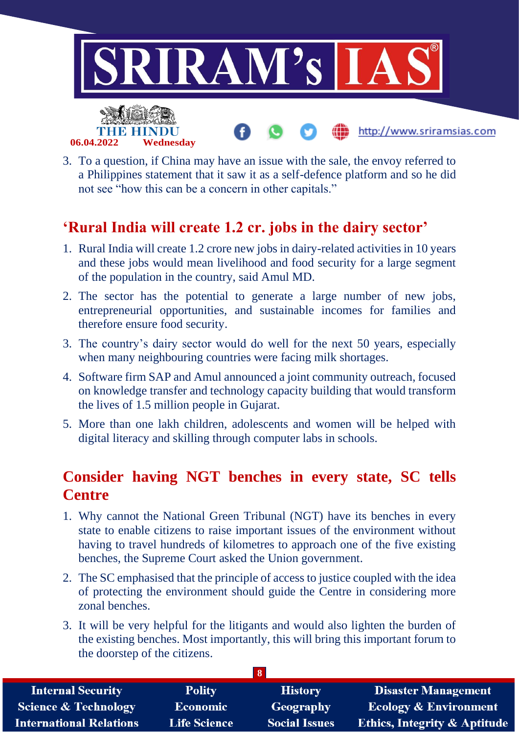3. To a question, if China may have an issue with the sale, the envoy referred to a Philippines statement that it saw it as a self-defence platform and so he did not see "how this can be a concern in other capitals."

## 'Rural India will create 1.2 cr. jobs in the dairy sector'

1. Rural India will create 1.2 crore new jobs in dairy-related activities in 10 years and these jobs would mean livelihood and food security for a large segment of the population in the country, said Amul MD.
2. The sector has the potential to generate a large number of new jobs, entrepreneurial opportunities, and sustainable incomes for families and therefore ensure food security.
3. The country's dairy sector would do well for the next 50 years, especially when many neighbouring countries were facing milk shortages.
4. Software firm SAP and Amul announced a joint community outreach, focused on knowledge transfer and technology capacity building that would transform the lives of 1.5 million people in Gujarat.
5. More than one lakh children, adolescents and women will be helped with digital literacy and skilling through computer labs in schools.

## Consider having NGT benches in every state, SC tells Centre

1. Why cannot the National Green Tribunal (NGT) have its benches in every state to enable citizens to raise important issues of the environment without having to travel hundreds of kilometres to approach one of the five existing benches, the Supreme Court asked the Union government.
2. The SC emphasised that the principle of access to justice coupled with the idea of protecting the environment should guide the Centre in considering more zonal benches.
3. It will be very helpful for the litigants and would also lighten the burden of the existing benches. Most importantly, this will bring this important forum to the doorstep of the citizens.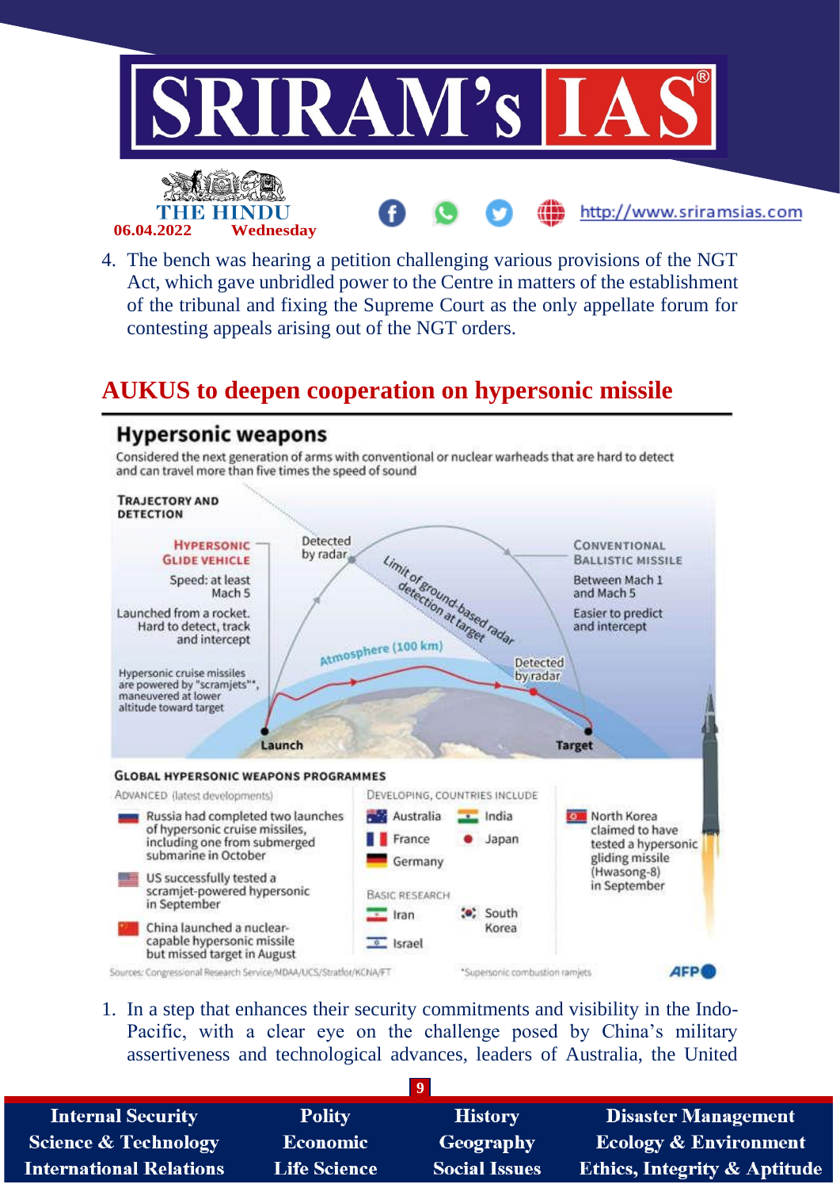4. The bench was hearing a petition challenging various provisions of the NGT Act, which gave unbridled power to the Centre in matters of the establishment of the tribunal and fixing the Supreme Court as the only appellate forum for contesting appeals arising out of the NGT orders.

## AUKUS to deepen cooperation on hypersonic missile

### Hypersonic weapons

Considered the next generation of arms with conventional or nuclear warheads that are hard to detect and can travel more than five times the speed of sound

**TRAJECTORY AND DETECTION**

**HYPERSONIC GLIDE VEHICLE**
Speed: at least Mach 5
Launched from a rocket. Hard to detect, track and intercept

Hypersonic cruise missiles are powered by "scramjets"*, maneuvered at lower altitude toward target

Detected by radar

Limit of ground-based radar detection at target

Atmosphere (100 km)

Detected by radar

**CONVENTIONAL BALLISTIC MISSILE**
Between Mach 1 and Mach 5
Easier to predict and intercept

Launch — Target

**GLOBAL HYPERSONIC WEAPONS PROGRAMMES**

ADVANCED (latest developments)
- Russia had completed two launches of hypersonic cruise missiles, including one from submerged submarine in October
- US successfully tested a scramjet-powered hypersonic in September
- China launched a nuclear-capable hypersonic missile but missed target in August

DEVELOPING, COUNTRIES INCLUDE
- Australia
- India
- France
- Japan
- Germany

BASIC RESEARCH
- Iran
- South Korea
- Israel

North Korea claimed to have tested a hypersonic gliding missile (Hwasong-8) in September

Sources: Congressional Research Service/MDAA/UCS/Stratfor/KCNA/FT

*Supersonic combustion ramjets

AFP

1. In a step that enhances their security commitments and visibility in the Indo-Pacific, with a clear eye on the challenge posed by China's military assertiveness and technological advances, leaders of Australia, the United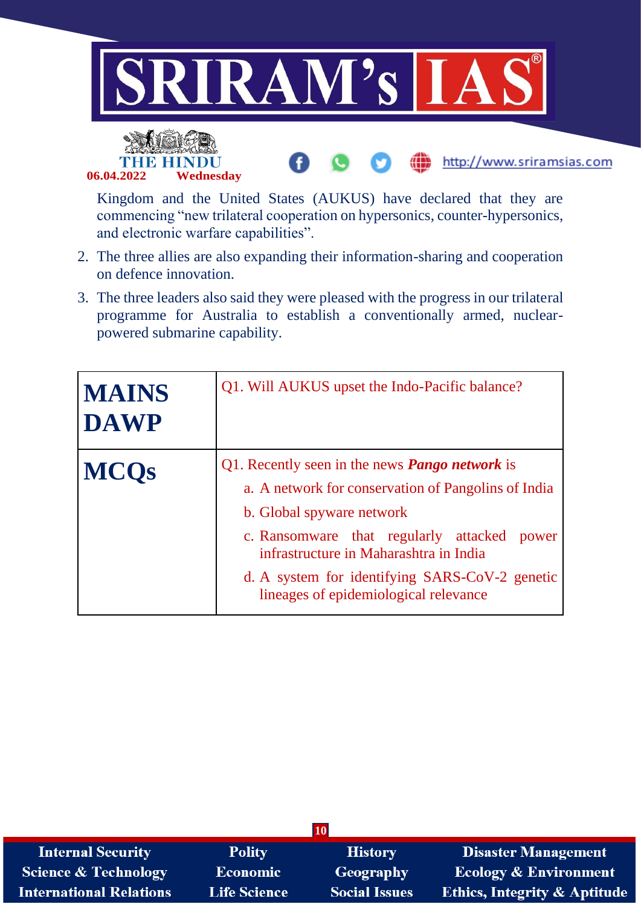Kingdom and the United States (AUKUS) have declared that they are commencing "new trilateral cooperation on hypersonics, counter-hypersonics, and electronic warfare capabilities".

2. The three allies are also expanding their information-sharing and cooperation on defence innovation.
3. The three leaders also said they were pleased with the progress in our trilateral programme for Australia to establish a conventionally armed, nuclear-powered submarine capability.

| | |
|---|---|
| **MAINS DAWP** | Q1. Will AUKUS upset the Indo-Pacific balance? |
| **MCQs** | Q1. Recently seen in the news ***Pango network*** is<br>a. A network for conservation of Pangolins of India<br>b. Global spyware network<br>c. Ransomware that regularly attacked power infrastructure in Maharashtra in India<br>d. A system for identifying SARS-CoV-2 genetic lineages of epidemiological relevance |